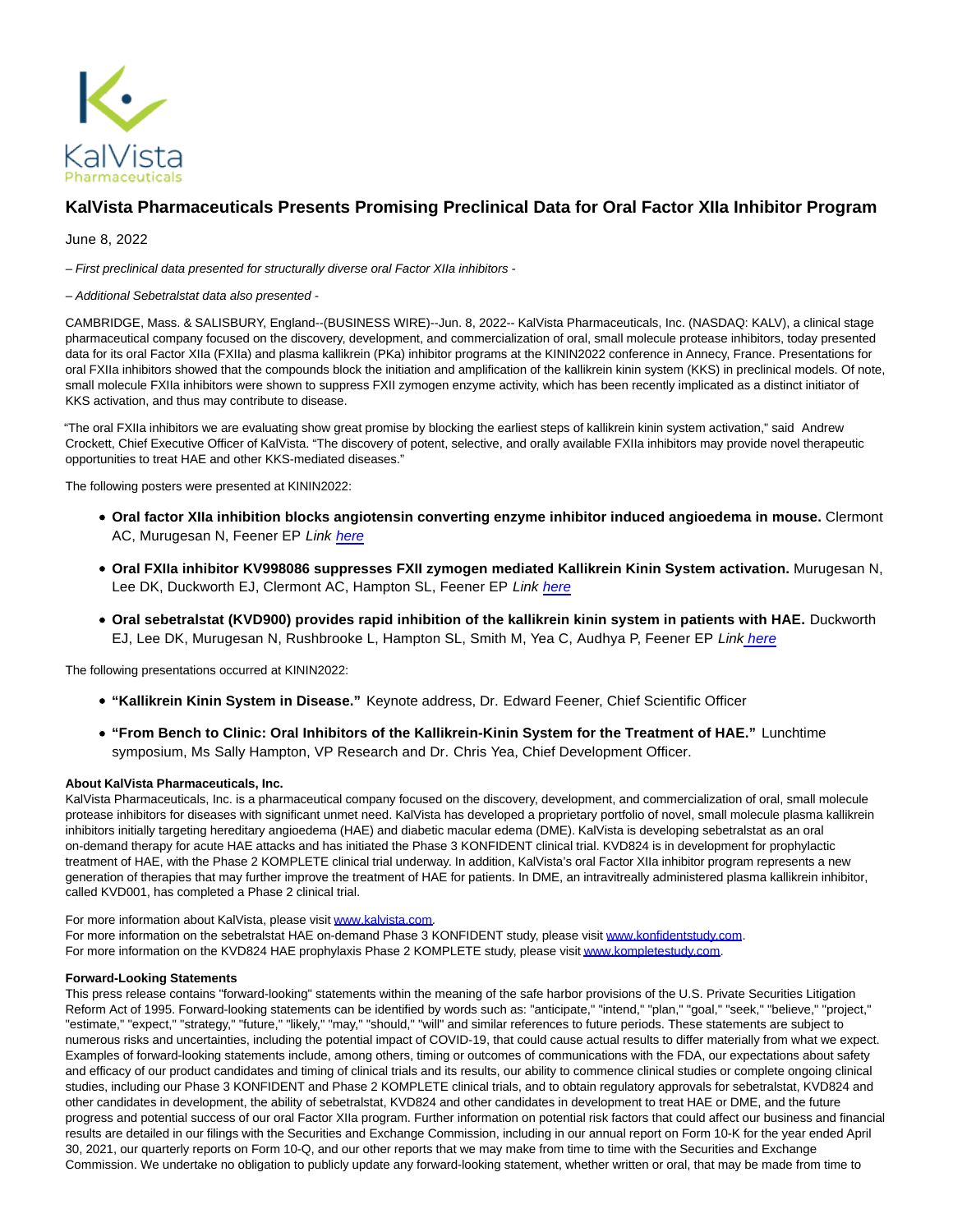# KalVista Pharmaceuticals Presents Promising Preclinical Data for Oral Factor XIIa Inhibitor Program

June 8, 2022

*– First preclinical data presented for structurally diverse oral Factor XIIa inhibitors -*

*– Additional Sebetralstat data also presented -*

CAMBRIDGE, Mass. & SALISBURY, England--(BUSINESS WIRE)--Jun. 8, 2022-- KalVista Pharmaceuticals, Inc. (NASDAQ: KALV), a clinical stage pharmaceutical company focused on the discovery, development, and commercialization of oral, small molecule protease inhibitors, today presented data for its oral Factor XIIa (FXIIa) and plasma kallikrein (PKa) inhibitor programs at the KININ2022 conference in Annecy, France. Presentations for oral FXIIa inhibitors showed that the compounds block the initiation and amplification of the kallikrein kinin system (KKS) in preclinical models. Of note, small molecule FXIIa inhibitors were shown to suppress FXII zymogen enzyme activity, which has been recently implicated as a distinct initiator of KKS activation, and thus may contribute to disease.

"The oral FXIIa inhibitors we are evaluating show great promise by blocking the earliest steps of kallikrein kinin system activation," said Andrew Crockett, Chief Executive Officer of KalVista. "The discovery of potent, selective, and orally available FXIIa inhibitors may provide novel therapeutic opportunities to treat HAE and other KKS-mediated diseases."

The following posters were presented at KININ2022:

- **Oral factor XIIa inhibition blocks angiotensin converting enzyme inhibitor induced angioedema in mouse.** Clermont AC, Murugesan N, Feener EP *Link* here
- **Oral FXIIa inhibitor KV998086 suppresses FXII zymogen mediated Kallikrein Kinin System activation.** Murugesan N, Lee DK, Duckworth EJ, Clermont AC, Hampton SL, Feener EP *Link* here
- **Oral sebetralstat (KVD900) provides rapid inhibition of the kallikrein kinin system in patients with HAE.** Duckworth EJ, Lee DK, Murugesan N, Rushbrooke L, Hampton SL, Smith M, Yea C, Audhya P, Feener EP *Link* here

The following presentations occurred at KININ2022:

- **"Kallikrein Kinin System in Disease."** Keynote address, Dr. Edward Feener, Chief Scientific Officer
- **"From Bench to Clinic: Oral Inhibitors of the Kallikrein-Kinin System for the Treatment of HAE."** Lunchtime symposium, Ms Sally Hampton, VP Research and Dr. Chris Yea, Chief Development Officer.

**About KalVista Pharmaceuticals, Inc.**

KalVista Pharmaceuticals, Inc. is a pharmaceutical company focused on the discovery, development, and commercialization of oral, small molecule protease inhibitors for diseases with significant unmet need. KalVista has developed a proprietary portfolio of novel, small molecule plasma kallikrein inhibitors initially targeting hereditary angioedema (HAE) and diabetic macular edema (DME). KalVista is developing sebetralstat as an oral on-demand therapy for acute HAE attacks and has initiated the Phase 3 KONFIDENT clinical trial. KVD824 is in development for prophylactic treatment of HAE, with the Phase 2 KOMPLETE clinical trial underway. In addition, KalVista's oral Factor XIIa inhibitor program represents a new generation of therapies that may further improve the treatment of HAE for patients. In DME, an intravitreally administered plasma kallikrein inhibitor, called KVD001, has completed a Phase 2 clinical trial.

For more information about KalVista, please visit www.kalvista.com.
For more information on the sebetralstat HAE on-demand Phase 3 KONFIDENT study, please visit www.konfidentstudy.com.
For more information on the KVD824 HAE prophylaxis Phase 2 KOMPLETE study, please visit www.kompletestudy.com.

**Forward-Looking Statements**

This press release contains "forward-looking" statements within the meaning of the safe harbor provisions of the U.S. Private Securities Litigation Reform Act of 1995. Forward-looking statements can be identified by words such as: "anticipate," "intend," "plan," "goal," "seek," "believe," "project," "estimate," "expect," "strategy," "future," "likely," "may," "should," "will" and similar references to future periods. These statements are subject to numerous risks and uncertainties, including the potential impact of COVID-19, that could cause actual results to differ materially from what we expect. Examples of forward-looking statements include, among others, timing or outcomes of communications with the FDA, our expectations about safety and efficacy of our product candidates and timing of clinical trials and its results, our ability to commence clinical studies or complete ongoing clinical studies, including our Phase 3 KONFIDENT and Phase 2 KOMPLETE clinical trials, and to obtain regulatory approvals for sebetralstat, KVD824 and other candidates in development, the ability of sebetralstat, KVD824 and other candidates in development to treat HAE or DME, and the future progress and potential success of our oral Factor XIIa program. Further information on potential risk factors that could affect our business and financial results are detailed in our filings with the Securities and Exchange Commission, including in our annual report on Form 10-K for the year ended April 30, 2021, our quarterly reports on Form 10-Q, and our other reports that we may make from time to time with the Securities and Exchange Commission. We undertake no obligation to publicly update any forward-looking statement, whether written or oral, that may be made from time to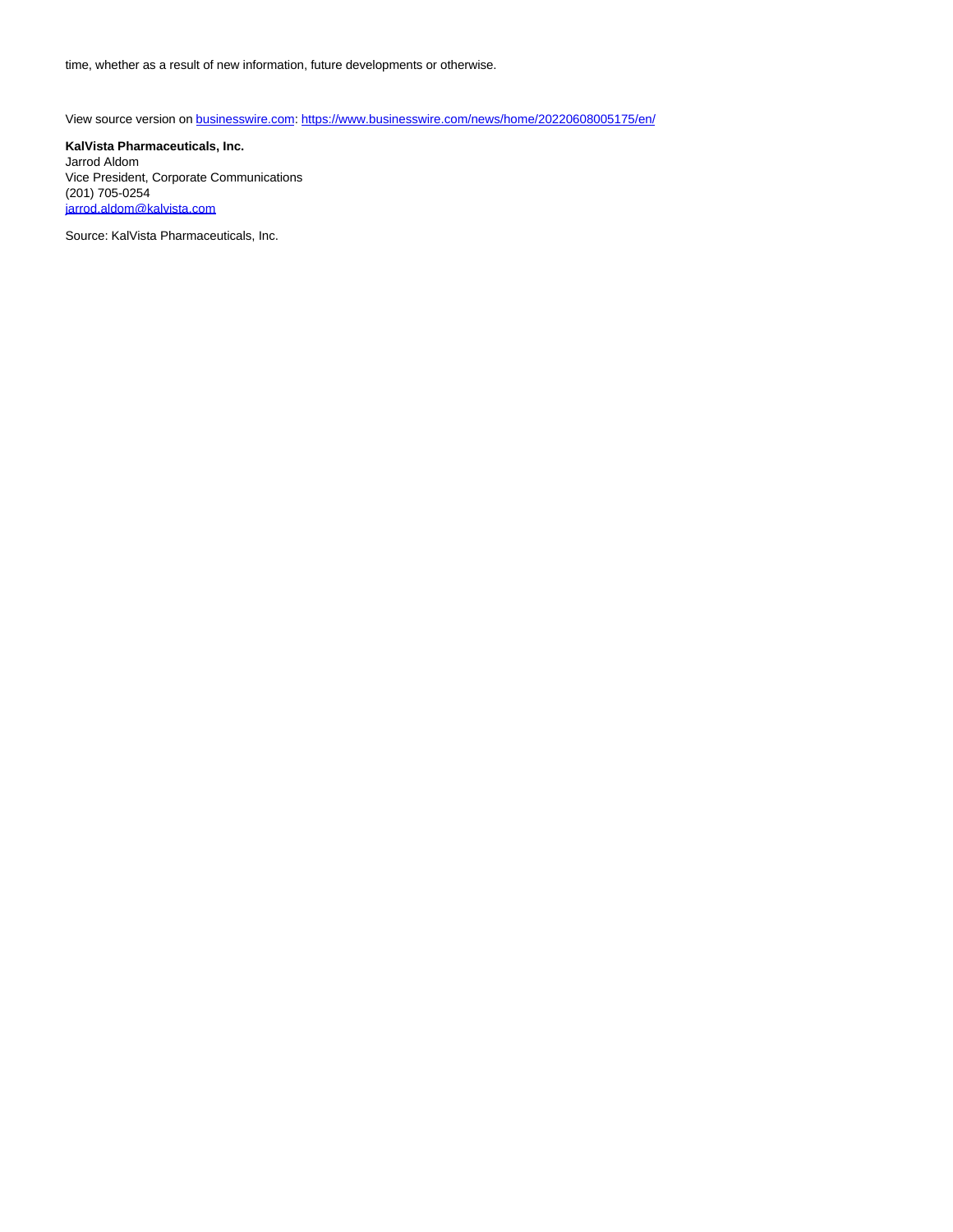time, whether as a result of new information, future developments or otherwise.

View source version on businesswire.com: https://www.businesswire.com/news/home/20220608005175/en/

**KalVista Pharmaceuticals, Inc.**
Jarrod Aldom
Vice President, Corporate Communications
(201) 705-0254
jarrod.aldom@kalvista.com

Source: KalVista Pharmaceuticals, Inc.